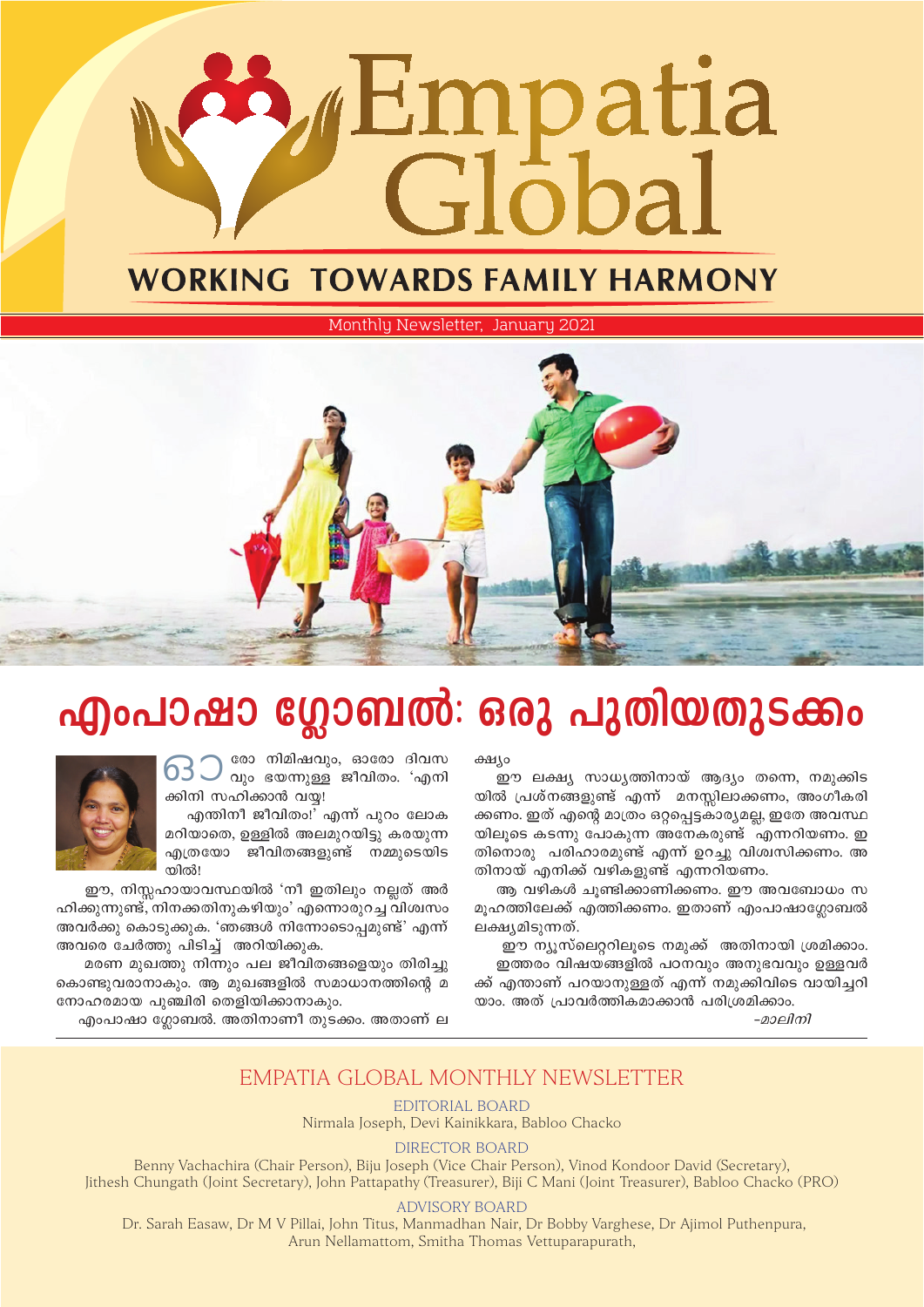# Empatia Global

## WORKING TOWARDS FAMILY HARMONY

Monthly Newsletter, January 2021

# എംപാഷാ ഗ്ലോബൽ: ഒരു പുതിയതുടക്കം

ഓരോ നിമിഷവും, ഓരോ ദിവസവും ഭയന്നുള്ള ജീവിതം. 'എനിക്കിനി സഹിക്കാൻ വയ്യ!

എന്തിനീ ജീവിതം!' എന്ന് പുറം ലോകമറിയാതെ, ഉള്ളിൽ അലമുറയിട്ടു കരയുന്ന എത്രയോ ജീവിതങ്ങളുണ്ട് നമ്മുടെയിടയിൽ!

ഈ, നിസ്സഹായാവസ്ഥയിൽ 'നീ ഇതിലും നല്ലത് അർഹിക്കുന്നുണ്ട്, നിനക്കതിനുകഴിയും' എന്നൊരുറച്ച വിശ്വാസം അവർക്കു കൊടുക്കുക. 'ഞങ്ങൾ നിന്നോടൊപ്പമുണ്ട്' എന്ന് അവരെ ചേർത്തു പിടിച്ച് അറിയിക്കുക.

മരണ മുഖത്തു നിന്നും പല ജീവിതങ്ങളെയും തിരിച്ചു കൊണ്ടുവരാനാകും. ആ മുഖങ്ങളിൽ സമാധാനത്തിന്റെ മനോഹരമായ പുഞ്ചിരി തെളിയിക്കാനാകും.

എംപാഷാ ഗ്ലോബൽ. അതിനാണീ തുടക്കം. അതാണ് ലക്ഷ്യം

ഈ ലക്ഷ്യ സാധ്യത്തിനായ് ആദ്യം തന്നെ, നമുക്കിടയിൽ പ്രശ്നങ്ങളുണ്ട് എന്ന് മനസ്സിലാക്കണം, അംഗീകരിക്കണം. ഇത് എന്റെ മാത്രം ഒറ്റപ്പെട്ടകാര്യമല്ല, ഇതേ അവസ്ഥയിലൂടെ കടന്നു പോകുന്ന അനേകരുണ്ട് എന്നറിയണം. ഇതിനൊരു പരിഹാരമുണ്ട് എന്ന് ഉറച്ചു വിശ്വസിക്കണം. അതിനായ് എനിക്ക് വഴികളുണ്ട് എന്നറിയണം.

ആ വഴികൾ ചൂണ്ടിക്കാണിക്കണം. ഈ അവബോധം സമൂഹത്തിലേക്ക് എത്തിക്കണം. ഇതാണ് എംപാഷാഗ്ലോബൽ ലക്ഷ്യമിടുന്നത്.

ഈ ന്യൂസ്‌ലെറ്ററിലൂടെ നമുക്ക് അതിനായി ശ്രമിക്കാം. ഇത്തരം വിഷയങ്ങളിൽ പഠനവും അനുഭവവും ഉള്ളവർക്ക് എന്താണ് പറയാനുള്ളത് എന്ന് നമുക്കിവിടെ വായിച്ചറിയാം. അത് പ്രാവർത്തികമാക്കാൻ പരിശ്രമിക്കാം.

*-മാലിനി*

---

## EMPATIA GLOBAL MONTHLY NEWSLETTER

**EDITORIAL BOARD**
Nirmala Joseph, Devi Kainikkara, Babloo Chacko

**DIRECTOR BOARD**
Benny Vachachira (Chair Person), Biju Joseph (Vice Chair Person), Vinod Kondoor David (Secretary), Jithesh Chungath (Joint Secretary), John Pattapathy (Treasurer), Biji C Mani (Joint Treasurer), Babloo Chacko (PRO)

**ADVISORY BOARD**
Dr. Sarah Easaw, Dr M V Pillai, John Titus, Manmadhan Nair, Dr Bobby Varghese, Dr Ajimol Puthenpura, Arun Nellamattom, Smitha Thomas Vettuparapurath,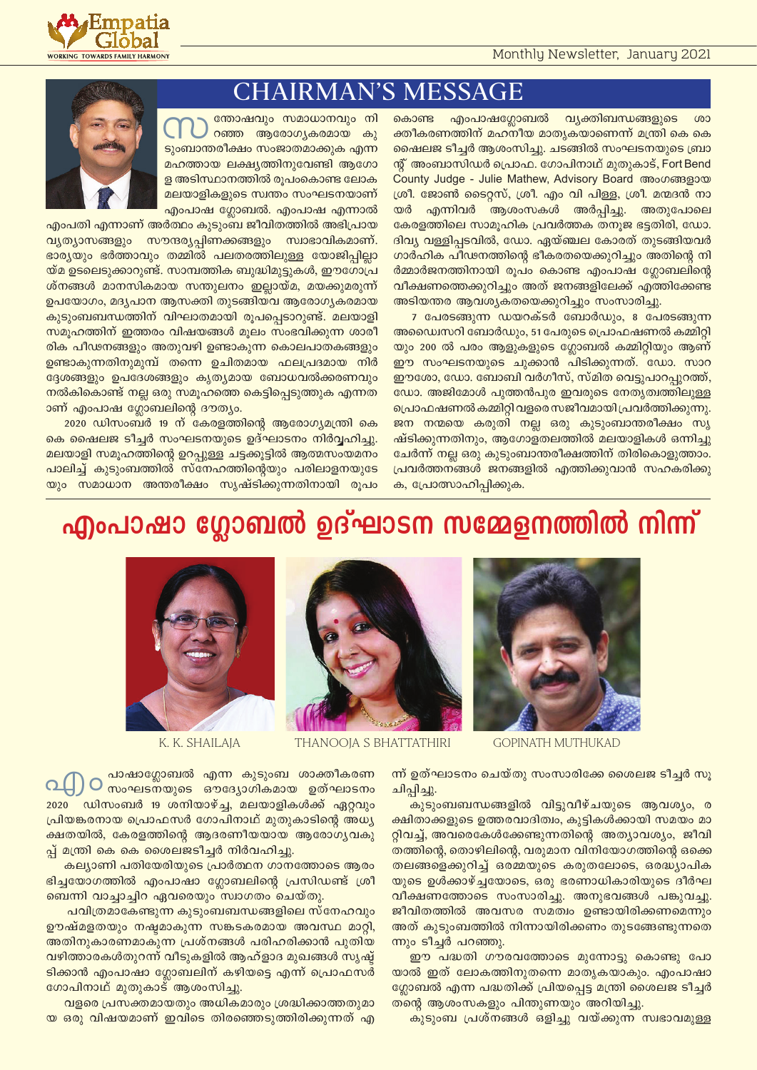# CHAIRMAN'S MESSAGE

സന്തോഷവും സമാധാനവും നിറഞ്ഞ ആരോഗ്യകരമായ കുടുംബാന്തരീക്ഷം സംജാതമാക്കുക എന്ന മഹത്തായ ലക്ഷ്യത്തിനുവേണ്ടി ആരോഗ്യ അടിസ്ഥാനത്തിൽ രൂപംകൊണ്ട ലോക മലയാളികളുടെ സ്വന്തം സംഘടനയാണ് എംപാഷ ഗ്ലോബൽ. എംപാഷ എന്നാൽ എംപതി എന്നാണ് അർത്ഥം കുടുംബ ജീവിതത്തിൽ അഭിപ്രായ വ്യത്യാസങ്ങളും സൗന്ദര്യപ്പിണക്കങ്ങളും സ്വാഭാവികമാണ്. ഭാര്യയും ഭർത്താവും തമ്മിൽ പലതരത്തിലുള്ള യോജിപ്പില്ലായ്മ ഉടലെടുക്കാറുണ്ട്. സാമ്പത്തിക ബുദ്ധിമുട്ടുകൾ, ഈഗോപ്രശ്നങ്ങൾ മാനസികമായ സന്തുലനം ഇല്ലായ്മ, മയക്കുമരുന്ന് ഉപയോഗം, മദ്യപാന ആസക്തി തുടങ്ങിയവ ആരോഗ്യകരമായ കുടുംബബന്ധത്തിന് വിഘാതമായി രൂപപ്പെടാറുണ്ട്. മലയാളി സമൂഹത്തിന് ഇത്തരം വിഷയങ്ങൾ മൂലം സംഭവിക്കുന്ന ശാരീരിക പീഢനങ്ങളും അതുവഴി ഉണ്ടാകുന്ന കൊലപാതകങ്ങളും ഉണ്ടാകുന്നതിനുമുമ്പ് തന്നെ ഉചിതമായ ഫലപ്രദമായ നിർദ്ദേശങ്ങളും ഉപദേശങ്ങളും കൃത്യമായ ബോധവൽക്കരണവും നൽകികൊണ്ട് നല്ല ഒരു സമൂഹത്തെ കെട്ടിപ്പെടുത്തുക എന്നതാണ് എംപാഷ ഗ്ലോബലിന്റെ ദൗത്യം.

2020 ഡിസംബർ 19 ന് കേരളത്തിന്റെ ആരോഗ്യമന്ത്രി കെ കെ ഷൈലജ ടീച്ചർ സംഘടനയുടെ ഉദ്ഘാടനം നിർവ്വഹിച്ചു. മലയാളി സമൂഹത്തിന്റെ ഉറപ്പുള്ള ചട്ടക്കൂടിൽ ആത്മസംയമനം പാലിച്ച് കുടുംബത്തിൽ സ്നേഹത്തിന്റെയും പരിലാളനയുടേയും സമാധാന അന്തരീക്ഷം സൃഷ്ടിക്കുന്നതിനായി രൂപം കൊണ്ട എംപാഷഗ്ലോബൽ വ്യക്തിബന്ധങ്ങളുടെ ശാക്തീകരണത്തിന് മഹനീയ മാതൃകയാണെന്ന് മന്ത്രി കെ കെ ഷൈലജ ടീച്ചർ ആശംസിച്ചു. ചടങ്ങിൽ സംഘടനയുടെ ബ്രാന്റ് അംബാസിഡർ പ്രൊഫ. ഗോപിനാഥ് മുതുകാട്, Fort Bend County Judge - Julie Mathew, Advisory Board അംഗങ്ങളായ ശ്രീ. ജോൺ ടൈറ്റസ്, ശ്രീ. എം വി പിള്ള, ശ്രീ. മന്മദൻ നായർ എന്നിവർ ആശംസകൾ അർപ്പിച്ചു. അതുപോലെ കേരളത്തിലെ സാമൂഹിക പ്രവർത്തക തനൂജ ഭട്ടതിരി, ഡോ. ദിവ്യ വള്ളിപ്പടവിൽ, ഡോ. ഏയ്ഞ്ചല കോരത് തുടങ്ങിയവർ ഗാർഹിക പീഢനത്തിന്റെ ഭീകരതയെക്കുറിച്ചും അതിന്റെ നിർമ്മാർജനത്തിനായി രൂപം കൊണ്ട എംപാഷ ഗ്ലോബലിന്റെ വീക്ഷണത്തെക്കുറിച്ചും അത് ജനങ്ങളിലേക്ക് എത്തിക്കേണ്ട അടിയന്തര ആവശ്യകതയെക്കുറിച്ചും സംസാരിച്ചു.

7 പേരടങ്ങുന്ന ഡയറക്ടർ ബോർഡും, 8 പേരടങ്ങുന്ന അഡ്വൈസറി ബോർഡും, 51 പേരുടെ പ്രൊഫഷണൽ കമ്മിറ്റിയും 200 ൽ പരം ആളുകളുടെ ഗ്ലോബൽ കമ്മിറ്റിയും ആണ് ഈ സംഘടനയുടെ ചുക്കാൻ പിടിക്കുന്നത്. ഡോ. സാറ ഈശോ, ഡോ. ബോബി വർഗീസ്, സ്മിത വെട്ടുപാറപ്പുറത്ത്, ഡോ. അജിമോൾ പുത്തൻപുര ഇവരുടെ നേതൃത്വത്തിലുള്ള പ്രൊഫഷണൽ കമ്മിറ്റി വളരെ സജീവമായി പ്രവർത്തിക്കുന്നു. ജന നന്മയെ കരുതി നല്ല ഒരു കുടുംബാന്തരീക്ഷം സൃഷ്ടിക്കുന്നതിനും, ആഗോളതലത്തിൽ മലയാളികൾ ഒന്നിച്ചു ചേർന്ന് നല്ല ഒരു കുടുംബാന്തരീക്ഷത്തിന് തിരികൊളുത്താം. പ്രവർത്തനങ്ങൾ ജനങ്ങളിൽ എത്തിക്കുവാൻ സഹകരിക്കുക, പ്രോത്സാഹിപ്പിക്കുക.

# എംപാഷാ ഗ്ലോബൽ ഉദ്ഘാടന സമ്മേളനത്തിൽ നിന്ന്

K. K. SHAILAJA

THANOOJA S BHATTATHIRI

GOPINATH MUTHUKAD

എംപാഷാഗ്ലോബൽ എന്ന കുടുംബ ശാക്തീകരണ സംഘടനയുടെ ഔദ്യോഗികമായ ഉത്ഘാടനം 2020 ഡിസംബർ 19 ശനിയാഴ്ച, മലയാളികൾക്ക് ഏറ്റവും പ്രിയങ്കരനായ പ്രൊഫസർ ഗോപിനാഥ് മുതുകാടിന്റെ അധ്യക്ഷതയിൽ, കേരളത്തിന്റെ ആദരണീയയായ ആരോഗ്യവകുപ്പ് മന്ത്രി കെ കെ ശൈലജടീച്ചർ നിർവഹിച്ചു.

കല്യാണി പതിയേരിയുടെ പ്രാർത്ഥന ഗാനത്തോടെ ആരംഭിച്ചയോഗത്തിൽ എംപാഷാ ഗ്ലോബലിന്റെ പ്രസിഡണ്ട് ശ്രീ ബെന്നി വാച്ചാച്ചിറ ഏവരെയും സ്വാഗതം ചെയ്തു.

പവിത്രമാകേണ്ടുന്ന കുടുംബബന്ധങ്ങളിലെ സ്നേഹവും ഊഷ്മളതയും നഷ്ടമാകുന്ന സങ്കടകരമായ അവസ്ഥ മാറ്റി, അതിനുകാരണമാകുന്ന പ്രശ്നങ്ങൾ പരിഹരിക്കാൻ പുതിയ വഴിത്താരകൾതുറന്ന് വീടുകളിൽ ആഹ്ളാദ മുഖങ്ങൾ സൃഷ്ടിക്കാൻ എംപാഷാ ഗ്ലോബലിന് കഴിയട്ടെ എന്ന് പ്രൊഫസർ ഗോപിനാഥ് മുതുകാട് ആശംസിച്ചു.

വളരെ പ്രസക്തമായതും അധികമാരും ശ്രദ്ധിക്കാത്തതുമായ ഒരു വിഷയമാണ് ഇവിടെ തിരഞ്ഞെടുത്തിരിക്കുന്നത് എന്ന് ഉത്ഘാടനം ചെയ്തു സംസാരിക്കേ ശൈലജ ടീച്ചർ സൂചിപ്പിച്ചു.

കുടുംബബന്ധങ്ങളിൽ വിട്ടുവീഴ്ചയുടെ ആവശ്യം, രക്ഷിതാക്കളുടെ ഉത്തരവാദിത്വം, കുട്ടികൾക്കായി സമയം മാറ്റിവച്ച്, അവരെകേൾക്കേണ്ടുന്നതിന്റെ അത്യാവശ്യം, ജീവിതത്തിന്റെ, തൊഴിലിന്റെ, വരുമാന വിനിയോഗത്തിന്റെ ഒക്കെ തലങ്ങളെക്കുറിച്ചു ഒരമ്മയുടെ കരുതലോടെ, ഒരദ്ധ്യാപികയുടെ ഉൾക്കാഴ്ച്ചയോടെ, ഒരു ഭരണാധികാരിയുടെ ദീർഘവീക്ഷണത്തോടെ സംസാരിച്ചു. അനുഭവങ്ങൾ പങ്കുവച്ചു. ജീവിതത്തിൽ അവസര സമത്വം ഉണ്ടായിരിക്കണമെന്നും അത് കുടുംബത്തിൽ നിന്നായിരിക്കണം തുടങ്ങേണ്ടുന്നതെന്നും ടീച്ചർ പറഞ്ഞു.

ഈ പദ്ധതി ഗൗരവത്തോടെ മുന്നോട്ടു കൊണ്ടു പോയാൽ ഇത് ലോകത്തിനുതന്നെ മാതൃകയാകും. എംപാഷാ ഗ്ലോബൽ എന്ന പദ്ധതിക്ക് പ്രിയപ്പെട്ട മന്ത്രി ശൈലജ ടീച്ചർ തന്റെ ആശംസകളും പിന്തുണയും അറിയിച്ചു.

കുടുംബ പ്രശ്നങ്ങൾ ഒളിച്ചു വയ്ക്കുന്ന സ്വഭാവമുള്ള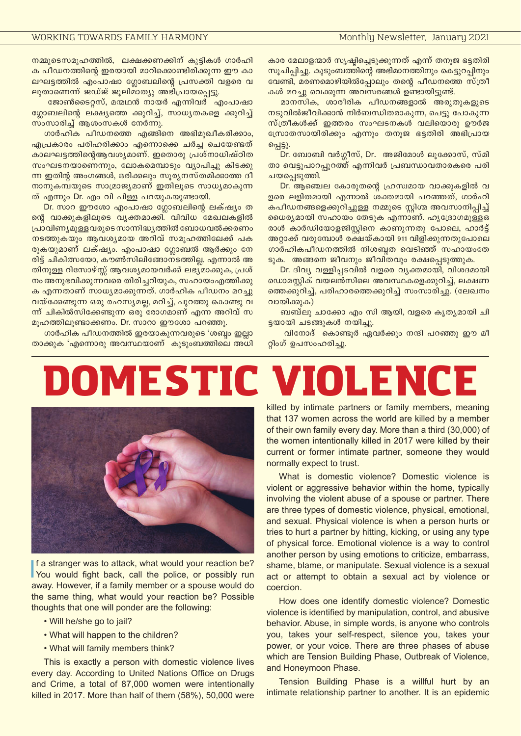നമ്മുടെസമൂഹത്തിൽ, ലക്ഷക്കണക്കിന് കുട്ടികൾ ഗാർഹിക പീഡനത്തിന്റെ ഇരയായി മാറിക്കൊണ്ടിരിക്കുന്ന ഈ കാലഘട്ടത്തിൽ എംപാഷാ ഗ്ലോബലിന്റെ പ്രസക്തി വളരെ വലുതാണെന്ന് ജഡ്ജ് ജൂലിമാത്യു അഭിപ്രായപ്പെട്ടു.

ജോൺടൈറ്റസ്, മന്മഥൻ നായർ എന്നിവർ എംപാഷാ ഗ്ലോബലിന്റെ ലക്ഷ്യത്തെ ക്കുറിച്ച്, സാധ്യതകളെ ക്കുറിച്ച് സംസാരിച്ച് ആശംസകൾ നേർന്നു.

ഗാർഹിക പീഡനത്തെ എങ്ങിനെ അഭിമുഖീകരിക്കാം, എപ്രകാരം പരിഹരിക്കാം എന്നൊക്കെ ചർച്ച ചെയേണ്ടത് കാലഘട്ടത്തിന്റെആവശ്യമാണ്. ഇതൊരു പ്രശ്നാധിഷ്ഠിത സംഘടനയാണെന്നും, ലോകമെമ്പാടും വ്യാപിച്ചു കിടക്കുന്ന ഇതിന്റെ അംഗങ്ങൾ, ഒരിക്കലും സൂര്യനസ്തമിക്കാത്ത ദീനാനുകമ്പയുടെ സാമ്രാജ്യമാണ് ഇതിലൂടെ സാധ്യമാകുന്നത് എന്നും Dr. എം വി പിള്ള പറയുകയുണ്ടായി.

Dr. സാറ ഈശോ എംപാഷാ ഗ്ലോബലിന്റെ ലക്ഷ്യം തന്റെ വാക്കുകളിലൂടെ വ്യക്തമാക്കി. വിവിധ മേഖലകളിൽ പ്രാവിണ്യമുള്ളവരുടെ സാന്നിദ്ധ്യത്തിൽ ബോധവൽക്കരണം നടത്തുകയും ആവശ്യമായ അറിവ് സമൂഹത്തിലേക്ക് പകരുകയുമാണ് ലക്ഷ്യം. എംപാഷാ ഗ്ലോബൽ ആർക്കും നേരിട്ട് ചികിത്സയോ, കൗൺസിലിങ്ങോനടത്തില്ല. എന്നാൽ അതിനുള്ള റിസോഴ്‌സ് ആവശ്യമായവർക്ക് ലഭ്യമാക്കുക, പ്രശ്നം അനുഭവിക്കുന്നവരെ തിരിച്ചറിയുക, സഹായംഎത്തിക്കുക എന്നതാണ് സാധ്യമാക്കുന്നത്. ഗാർഹിക പീഡനം മറച്ചു വയ്ക്കേണ്ടുന്ന ഒരു രഹസ്യമല്ല, മറിച്ച്, പുറത്തു കൊണ്ടു വന്ന് ചികിൽസിക്കേണ്ടുന്ന ഒരു രോഗമാണ് എന്ന അറിവ് സമൂഹത്തിലുണ്ടാക്കണം. Dr. സാറാ ഈശോ പറഞ്ഞു.

ഗാർഹിക പീഡനത്തിൽ ഇരയാകുന്നവരുടെ 'ശബ്ദം ഇല്ലാതാക്കുക 'എന്നൊരു അവസ്ഥയാണ് കുടുംബത്തിലെ അധികാര മേലാളന്മാർ സൃഷ്ടിച്ചെടുക്കുന്നത് എന്ന് തനൂജ ഭട്ടതിരി സൂചിപ്പിച്ചു. കുടുംബത്തിന്റെ അഭിമാനത്തിനും കെട്ടുറപ്പിനും വേണ്ടി, മരണമൊഴിയിൽപ്പോലും തന്റെ പീഡനത്തെ സ്ത്രീകൾ മറച്ചു വെക്കുന്ന അവസരങ്ങൾ ഉണ്ടായിട്ടുണ്ട്.

മാനസിക, ശാരീരിക പീഡനങ്ങളാൽ അരുതുകളുടെ നടുവിൽജീവിക്കാൻ നിർബന്ധിതരാകുന്ന, പെട്ടു പോകുന്ന സ്ത്രീകൾക്ക് ഇത്തരം സംഘടനകൾ വലിയൊരു ഊർജ സ്രോതസായിരിക്കും എന്നും തനൂജ ഭട്ടതിരി അഭിപ്രായപ്പെട്ടു.

Dr. ബോബി വർഗ്ഗീസ്, Dr. അജിമോൾ ലൂക്കോസ്, സ്മിതാ വെട്ടുപാറപ്പുറത്ത് എന്നിവർ പ്രബന്ധാവതാരകരെ പരിചയപ്പെടുത്തി.

Dr. ആഞ്ചെല കോരുതന്റെ ഹ്രസ്വമായ വാക്കുകളിൽ വളരെ ലളിതമായി എന്നാൽ ശക്തമായി പറഞ്ഞത്, ഗാർഹികപീഡനങ്ങളെക്കുറിച്ചുള്ള നമ്മുടെ സ്റ്റിഗ്മ അവസാനിപ്പിച്ച് ധൈര്യമായി സഹായം തേടുക എന്നാണ്. ഹൃദ്രോഗമുള്ളവരാൾ കാർഡിയോളജിസ്റ്റിനെ കാണുന്നതു പോലെ, ഹാർട്ട് അറ്റാക്ക് വരുമ്പോൾ രക്ഷയ്ക്കായി 911 വിളിക്കുന്നതുപോലെ ഗാർഹികപീഡനത്തിൽ നിശബ്ദത വെടിഞ്ഞ് സഹായംതേടുക. അങ്ങനെ ജീവനും ജീവിതവും രക്ഷപ്പെടുത്തുക.

Dr. ദിവ്യ വള്ളിപ്പടവിൽ വളരെ വ്യക്തമായി, വിശദമായി ഡൊമസ്റ്റിക് വയലൻസിലെ അവസ്ഥകളെക്കുറിച്ച്, ലക്ഷണത്തെക്കുറിച്ച്, പരിഹാരത്തെക്കുറിച്ച് സംസാരിച്ചു. (ലേഖനം വായിക്കുക)

ബബ്‌ലു ചാക്കോ എം സി ആയി, വളരെ കൃത്യമായി ചിട്ടയായി ചടങ്ങുകൾ നയിച്ചു.

വിനോദ് കൊണ്ടൂർ ഏവർക്കും നന്ദി പറഞ്ഞു ഈ മീറ്റിംഗ് ഉപസംഹരിച്ചു.

# DOMESTIC VIOLENCE

If a stranger was to attack, what would your reaction be? You would fight back, call the police, or possibly run away. However, if a family member or a spouse would do the same thing, what would your reaction be? Possible thoughts that one will ponder are the following:

- Will he/she go to jail?
- What will happen to the children?
- What will family members think?

This is exactly a person with domestic violence lives every day. According to United Nations Office on Drugs and Crime, a total of 87,000 women were intentionally killed in 2017. More than half of them (58%), 50,000 were killed by intimate partners or family members, meaning that 137 women across the world are killed by a member of their own family every day. More than a third (30,000) of the women intentionally killed in 2017 were killed by their current or former intimate partner, someone they would normally expect to trust.

What is domestic violence? Domestic violence is violent or aggressive behavior within the home, typically involving the violent abuse of a spouse or partner. There are three types of domestic violence, physical, emotional, and sexual. Physical violence is when a person hurts or tries to hurt a partner by hitting, kicking, or using any type of physical force. Emotional violence is a way to control another person by using emotions to criticize, embarrass, shame, blame, or manipulate. Sexual violence is a sexual act or attempt to obtain a sexual act by violence or coercion.

How does one identify domestic violence? Domestic violence is identified by manipulation, control, and abusive behavior. Abuse, in simple words, is anyone who controls you, takes your self-respect, silence you, takes your power, or your voice. There are three phases of abuse which are Tension Building Phase, Outbreak of Violence, and Honeymoon Phase.

Tension Building Phase is a willful hurt by an intimate relationship partner to another. It is an epidemic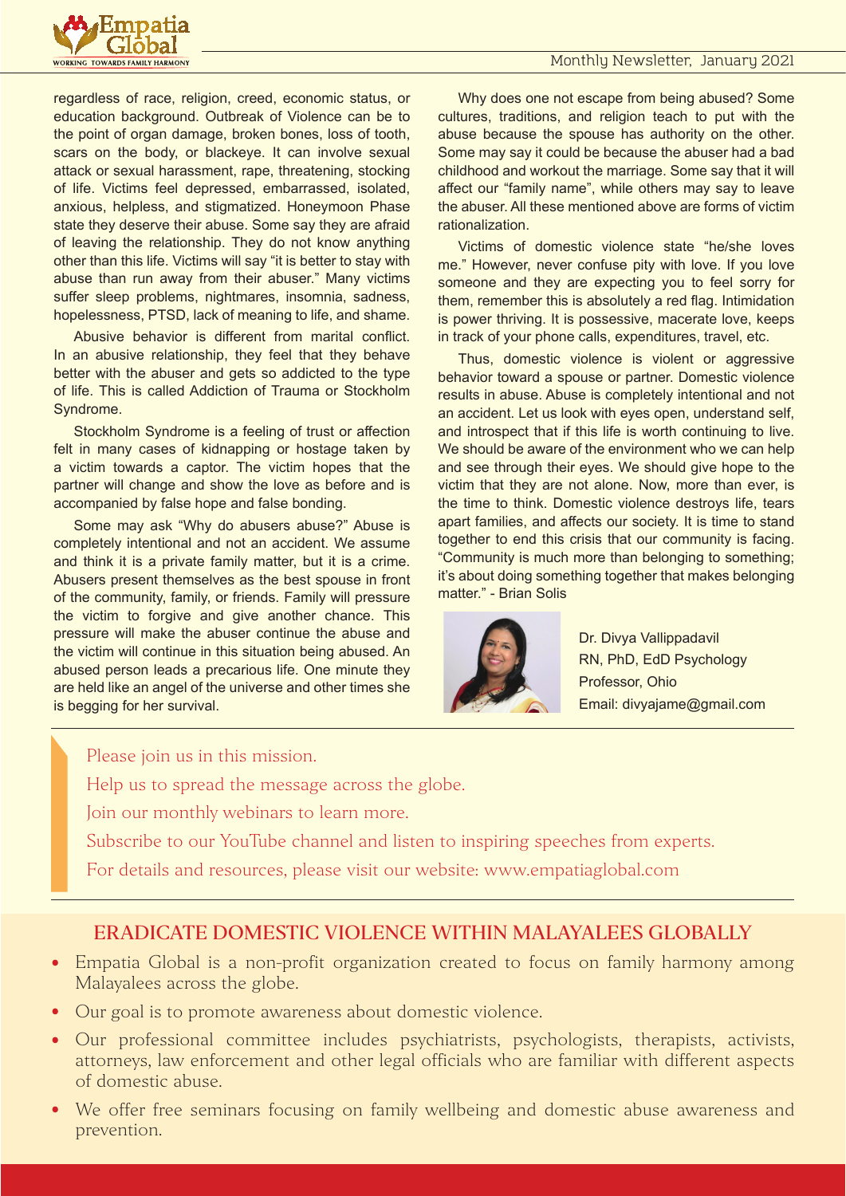regardless of race, religion, creed, economic status, or education background. Outbreak of Violence can be to the point of organ damage, broken bones, loss of tooth, scars on the body, or blackeye. It can involve sexual attack or sexual harassment, rape, threatening, stocking of life. Victims feel depressed, embarrassed, isolated, anxious, helpless, and stigmatized. Honeymoon Phase state they deserve their abuse. Some say they are afraid of leaving the relationship. They do not know anything other than this life. Victims will say "it is better to stay with abuse than run away from their abuser." Many victims suffer sleep problems, nightmares, insomnia, sadness, hopelessness, PTSD, lack of meaning to life, and shame.

Abusive behavior is different from marital conflict. In an abusive relationship, they feel that they behave better with the abuser and gets so addicted to the type of life. This is called Addiction of Trauma or Stockholm Syndrome.

Stockholm Syndrome is a feeling of trust or affection felt in many cases of kidnapping or hostage taken by a victim towards a captor. The victim hopes that the partner will change and show the love as before and is accompanied by false hope and false bonding.

Some may ask "Why do abusers abuse?" Abuse is completely intentional and not an accident. We assume and think it is a private family matter, but it is a crime. Abusers present themselves as the best spouse in front of the community, family, or friends. Family will pressure the victim to forgive and give another chance. This pressure will make the abuser continue the abuse and the victim will continue in this situation being abused. An abused person leads a precarious life. One minute they are held like an angel of the universe and other times she is begging for her survival.

Why does one not escape from being abused? Some cultures, traditions, and religion teach to put with the abuse because the spouse has authority on the other. Some may say it could be because the abuser had a bad childhood and workout the marriage. Some say that it will affect our "family name", while others may say to leave the abuser. All these mentioned above are forms of victim rationalization.

Victims of domestic violence state "he/she loves me." However, never confuse pity with love. If you love someone and they are expecting you to feel sorry for them, remember this is absolutely a red flag. Intimidation is power thriving. It is possessive, macerate love, keeps in track of your phone calls, expenditures, travel, etc.

Thus, domestic violence is violent or aggressive behavior toward a spouse or partner. Domestic violence results in abuse. Abuse is completely intentional and not an accident. Let us look with eyes open, understand self, and introspect that if this life is worth continuing to live. We should be aware of the environment who we can help and see through their eyes. We should give hope to the victim that they are not alone. Now, more than ever, is the time to think. Domestic violence destroys life, tears apart families, and affects our society. It is time to stand together to end this crisis that our community is facing. "Community is much more than belonging to something; it's about doing something together that makes belonging matter." - Brian Solis

Dr. Divya Vallippadavil
RN, PhD, EdD Psychology
Professor, Ohio
Email: divyajame@gmail.com

---

Please join us in this mission.

Help us to spread the message across the globe.

Join our monthly webinars to learn more.

Subscribe to our YouTube channel and listen to inspiring speeches from experts.

For details and resources, please visit our website: www.empatiaglobal.com

---

## ERADICATE DOMESTIC VIOLENCE WITHIN MALAYALEES GLOBALLY

- Empatia Global is a non-profit organization created to focus on family harmony among Malayalees across the globe.
- Our goal is to promote awareness about domestic violence.
- Our professional committee includes psychiatrists, psychologists, therapists, activists, attorneys, law enforcement and other legal officials who are familiar with different aspects of domestic abuse.
- We offer free seminars focusing on family wellbeing and domestic abuse awareness and prevention.